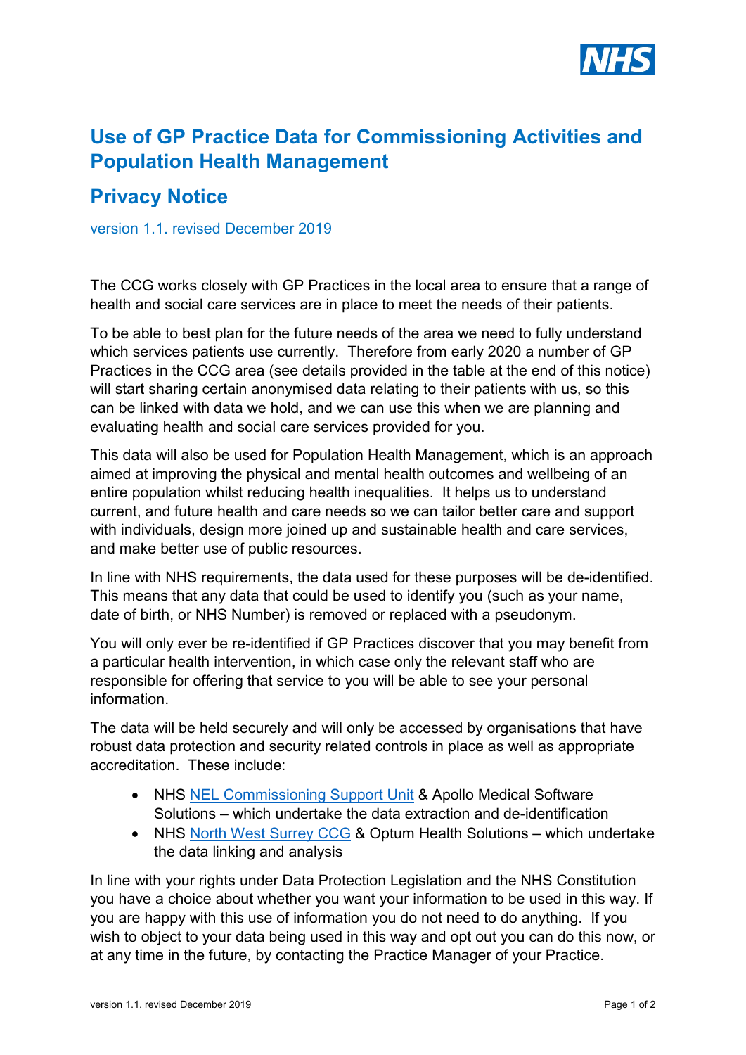# Use of GP Practice Data for Commissioning Activities and Population Health Management

## Privacy Notice

version 1.1. revised December 2019

The CCG works closely with GP Practices in the local area to ensure that a range of health and social care services are in place to meet the needs of their patients.

To be able to best plan for the future needs of the area we need to fully understand which services patients use currently. Therefore from early 2020 a number of GP Practices in the CCG area (see details provided in the table at the end of this notice) will start sharing certain anonymised data relating to their patients with us, so this can be linked with data we hold, and we can use this when we are planning and evaluating health and social care services provided for you.

This data will also be used for Population Health Management, which is an approach aimed at improving the physical and mental health outcomes and wellbeing of an entire population whilst reducing health inequalities. It helps us to understand current, and future health and care needs so we can tailor better care and support with individuals, design more joined up and sustainable health and care services, and make better use of public resources.

In line with NHS requirements, the data used for these purposes will be de-identified. This means that any data that could be used to identify you (such as your name, date of birth, or NHS Number) is removed or replaced with a pseudonym.

You will only ever be re-identified if GP Practices discover that you may benefit from a particular health intervention, in which case only the relevant staff who are responsible for offering that service to you will be able to see your personal information.

The data will be held securely and will only be accessed by organisations that have robust data protection and security related controls in place as well as appropriate accreditation. These include:

- NHS NEL Commissioning Support Unit & Apollo Medical Software Solutions – which undertake the data extraction and de-identification
- NHS North West Surrey CCG & Optum Health Solutions – which undertake the data linking and analysis

In line with your rights under Data Protection Legislation and the NHS Constitution you have a choice about whether you want your information to be used in this way. If you are happy with this use of information you do not need to do anything. If you wish to object to your data being used in this way and opt out you can do this now, or at any time in the future, by contacting the Practice Manager of your Practice.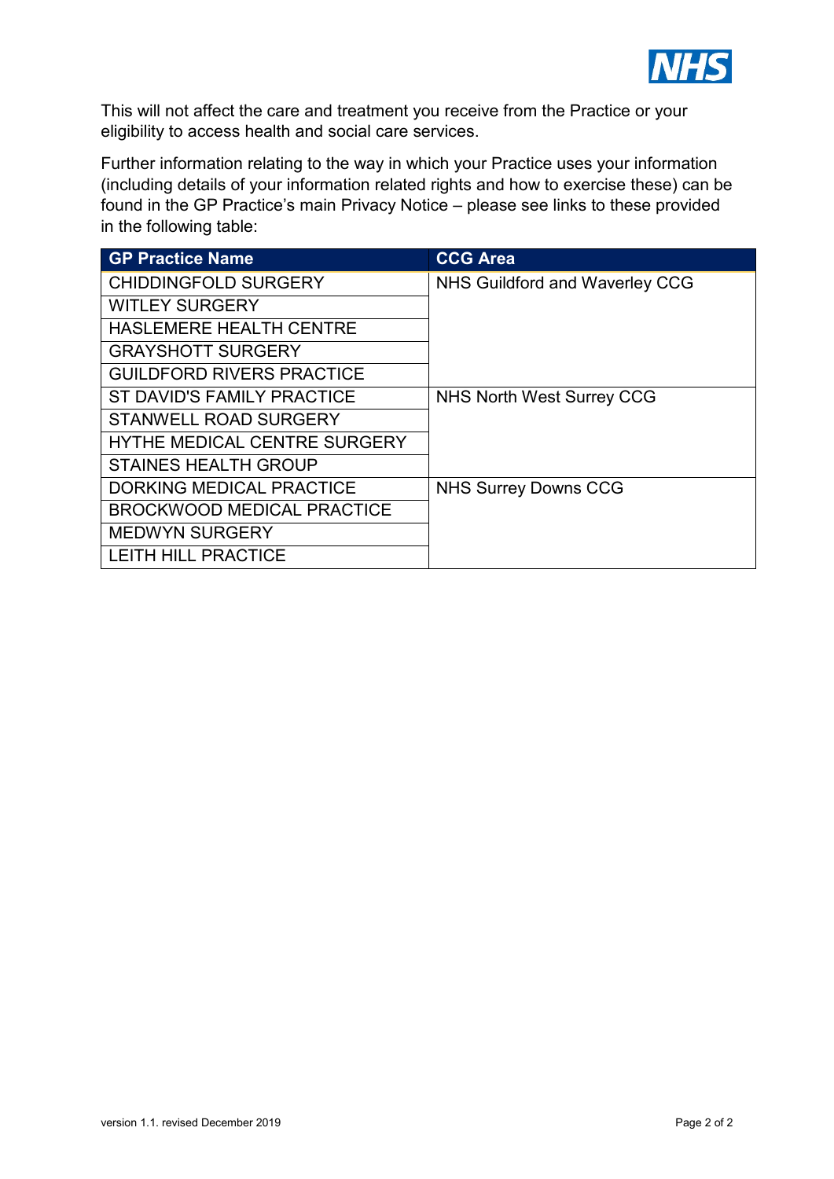This will not affect the care and treatment you receive from the Practice or your eligibility to access health and social care services.

Further information relating to the way in which your Practice uses your information (including details of your information related rights and how to exercise these) can be found in the GP Practice's main Privacy Notice – please see links to these provided in the following table:

| GP Practice Name | CCG Area |
|---|---|
| CHIDDINGFOLD SURGERY | NHS Guildford and Waverley CCG |
| WITLEY SURGERY | |
| HASLEMERE HEALTH CENTRE | |
| GRAYSHOTT SURGERY | |
| GUILDFORD RIVERS PRACTICE | |
| ST DAVID'S FAMILY PRACTICE | NHS North West Surrey CCG |
| STANWELL ROAD SURGERY | |
| HYTHE MEDICAL CENTRE SURGERY | |
| STAINES HEALTH GROUP | |
| DORKING MEDICAL PRACTICE | NHS Surrey Downs CCG |
| BROCKWOOD MEDICAL PRACTICE | |
| MEDWYN SURGERY | |
| LEITH HILL PRACTICE | |

version 1.1. revised December 2019